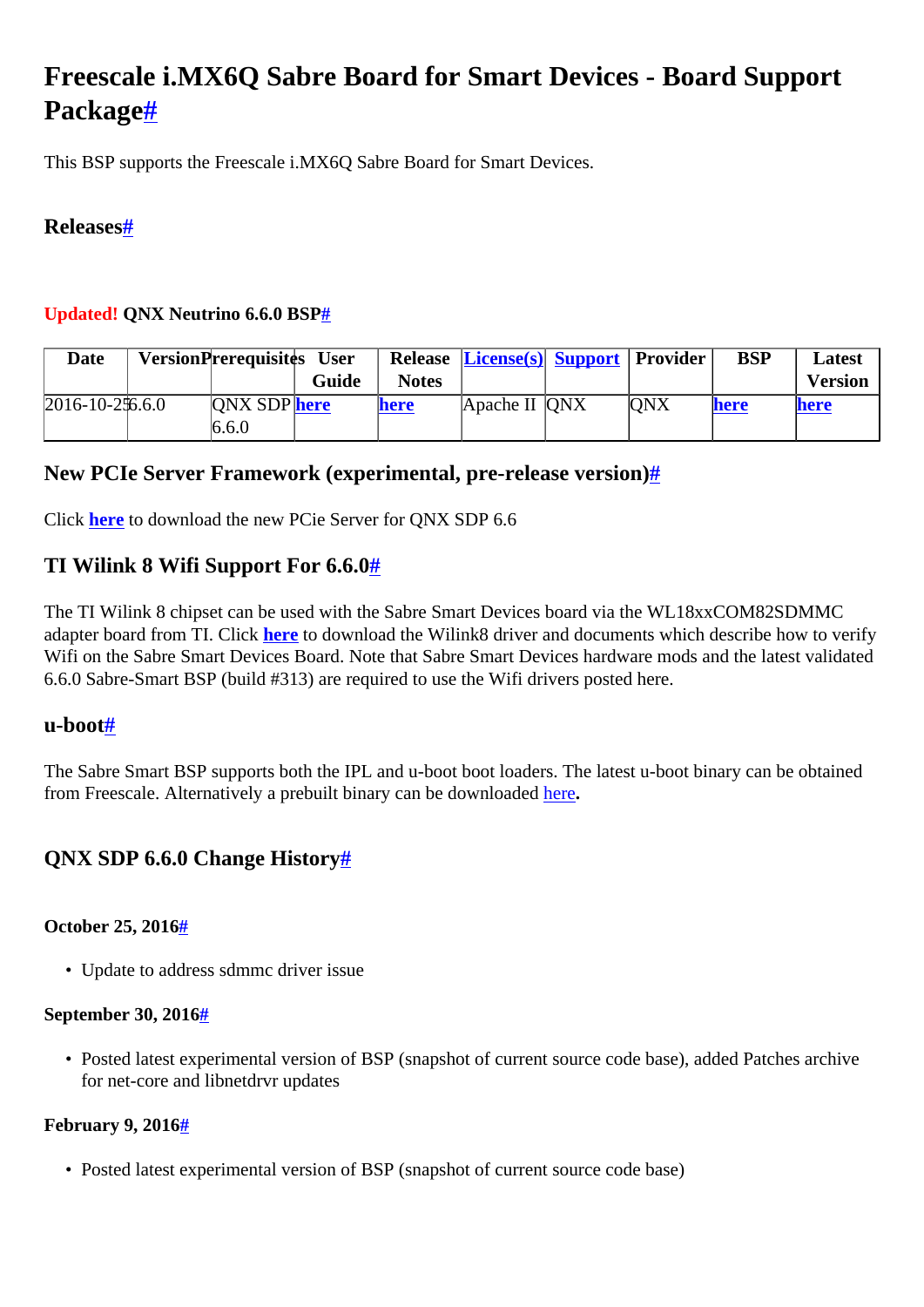# Freescale i.MX6Q Sabre Board for Smart Devices - Board Support Package#

This BSP supports the Freescale i.MX6Q Sabre Board for Smart Devices.

## Releases#

### Updated! QNX Neutrino 6.6.0 BSP#

| Date | Version | Prerequisites | User Guide | Release Notes | License(s) | Support | Provider | BSP | Latest Version |
|---|---|---|---|---|---|---|---|---|---|
| 2016-10-25 | 6.6.0 | QNX SDP 6.6.0 | here | here | Apache II | QNX | QNX | here | here |

### New PCIe Server Framework (experimental, pre-release version)#

Click **here** to download the new PCie Server for QNX SDP 6.6

### TI Wilink 8 Wifi Support For 6.6.0#

The TI Wilink 8 chipset can be used with the Sabre Smart Devices board via the WL18xxCOM82SDMMC adapter board from TI. Click **here** to download the Wilink8 driver and documents which describe how to verify Wifi on the Sabre Smart Devices Board. Note that Sabre Smart Devices hardware mods and the latest validated 6.6.0 Sabre-Smart BSP (build #313) are required to use the Wifi drivers posted here.

### u-boot#

The Sabre Smart BSP supports both the IPL and u-boot boot loaders. The latest u-boot binary can be obtained from Freescale. Alternatively a prebuilt binary can be downloaded here**.**

### QNX SDP 6.6.0 Change History#

#### October 25, 2016#

- Update to address sdmmc driver issue

#### September 30, 2016#

- Posted latest experimental version of BSP (snapshot of current source code base), added Patches archive for net-core and libnetdrvr updates

#### February 9, 2016#

- Posted latest experimental version of BSP (snapshot of current source code base)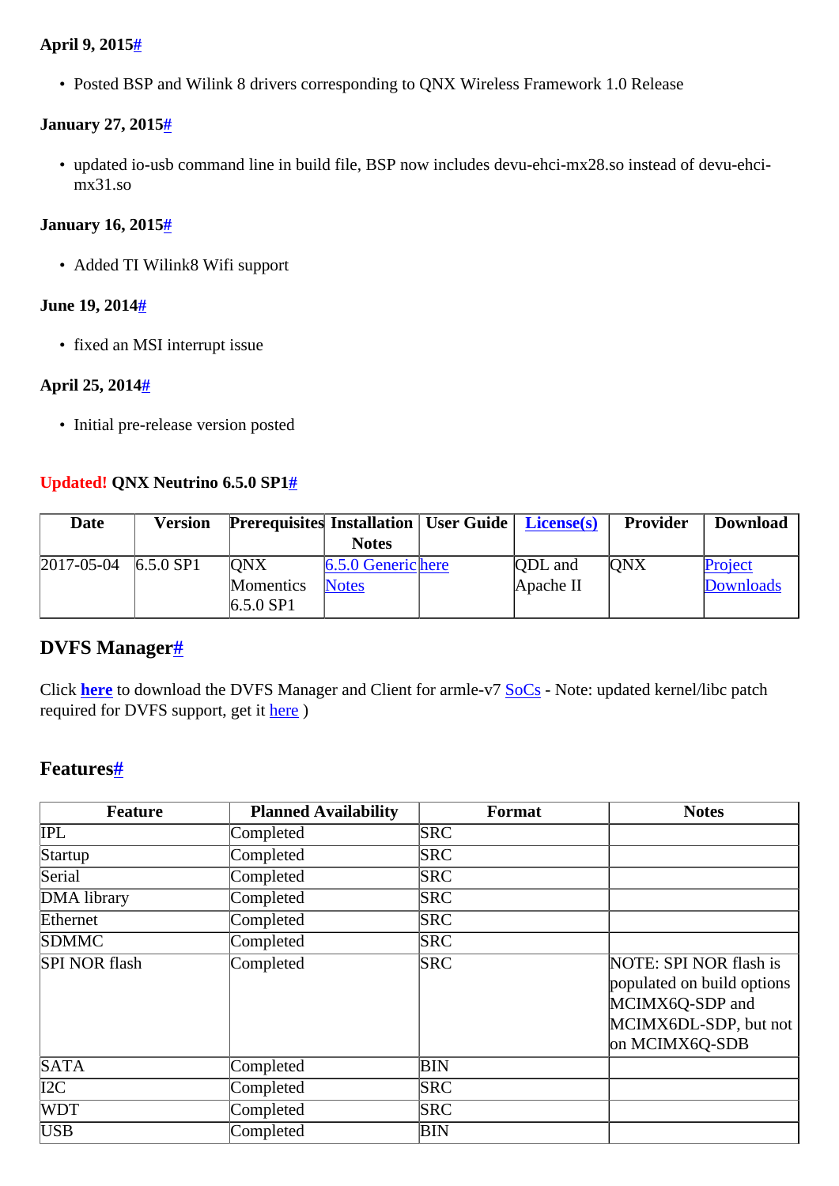**April 9, 2015#**

- Posted BSP and Wilink 8 drivers corresponding to QNX Wireless Framework 1.0 Release

**January 27, 2015#**

- updated io-usb command line in build file, BSP now includes devu-ehci-mx28.so instead of devu-ehci-mx31.so

**January 16, 2015#**

- Added TI Wilink8 Wifi support

**June 19, 2014#**

- fixed an MSI interrupt issue

**April 25, 2014#**

- Initial pre-release version posted

### Updated! QNX Neutrino 6.5.0 SP1#

| Date | Version | Prerequisites | Installation Notes | User Guide | License(s) | Provider | Download |
|---|---|---|---|---|---|---|---|
| 2017-05-04 | 6.5.0 SP1 | QNX Momentics 6.5.0 SP1 | 6.5.0 Generic Notes | here | QDL and Apache II | QNX | Project Downloads |

## DVFS Manager#

Click **here** to download the DVFS Manager and Client for armle-v7 SoCs - Note: updated kernel/libc patch required for DVFS support, get it here )

## Features#

| Feature | Planned Availability | Format | Notes |
|---|---|---|---|
| IPL | Completed | SRC | |
| Startup | Completed | SRC | |
| Serial | Completed | SRC | |
| DMA library | Completed | SRC | |
| Ethernet | Completed | SRC | |
| SDMMC | Completed | SRC | |
| SPI NOR flash | Completed | SRC | NOTE: SPI NOR flash is populated on build options MCIMX6Q-SDP and MCIMX6DL-SDP, but not on MCIMX6Q-SDB |
| SATA | Completed | BIN | |
| I2C | Completed | SRC | |
| WDT | Completed | SRC | |
| USB | Completed | BIN | |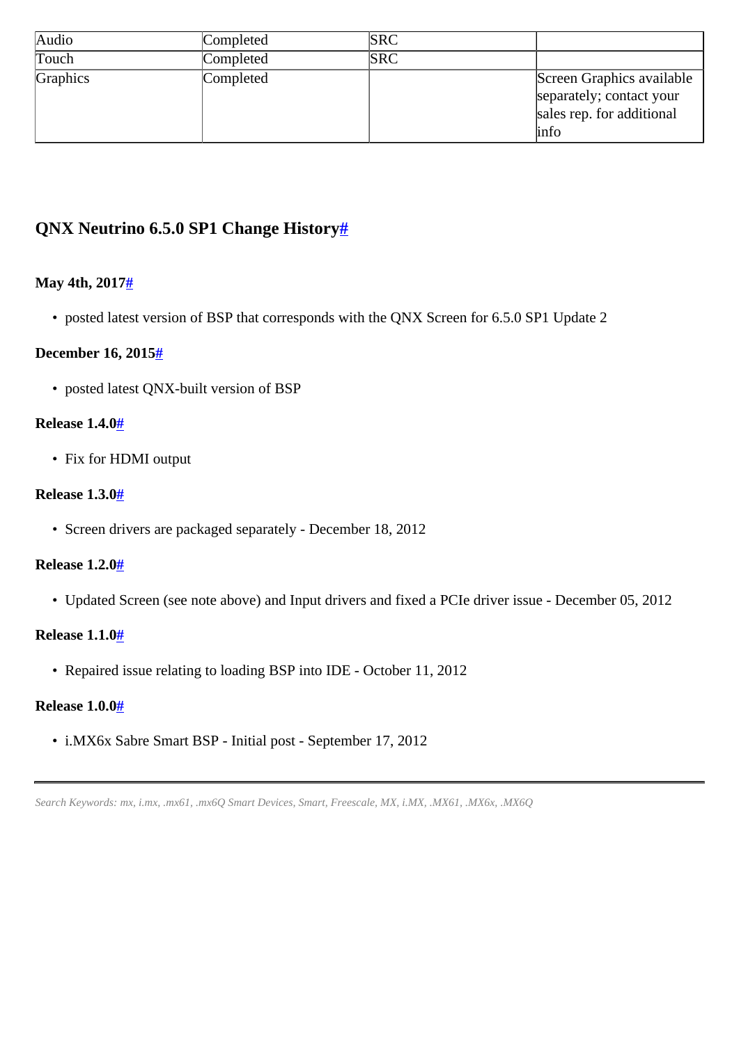| | | | |
|---|---|---|---|
| Audio | Completed | SRC | |
| Touch | Completed | SRC | |
| Graphics | Completed | | Screen Graphics available separately; contact your sales rep. for additional info |

## QNX Neutrino 6.5.0 SP1 Change History#

### May 4th, 2017#

- posted latest version of BSP that corresponds with the QNX Screen for 6.5.0 SP1 Update 2

### December 16, 2015#

- posted latest QNX-built version of BSP

### Release 1.4.0#

- Fix for HDMI output

### Release 1.3.0#

- Screen drivers are packaged separately - December 18, 2012

### Release 1.2.0#

- Updated Screen (see note above) and Input drivers and fixed a PCIe driver issue - December 05, 2012

### Release 1.1.0#

- Repaired issue relating to loading BSP into IDE - October 11, 2012

### Release 1.0.0#

- i.MX6x Sabre Smart BSP - Initial post - September 17, 2012

---

*Search Keywords: mx, i.mx, .mx61, .mx6Q Smart Devices, Smart, Freescale, MX, i.MX, .MX61, .MX6x, .MX6Q*